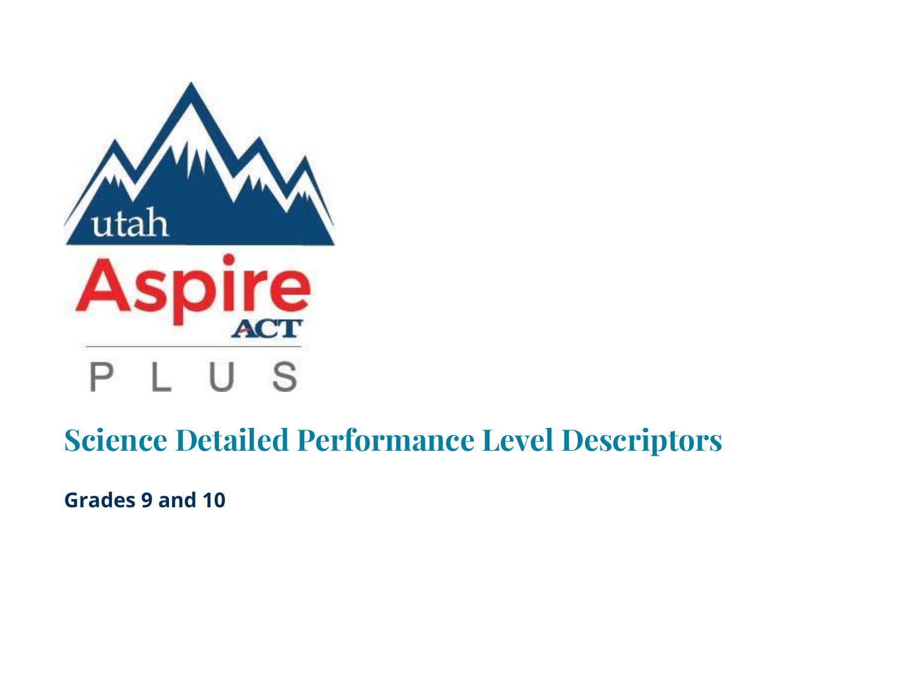# Science Detailed Performance Level Descriptors

**Grades 9 and 10**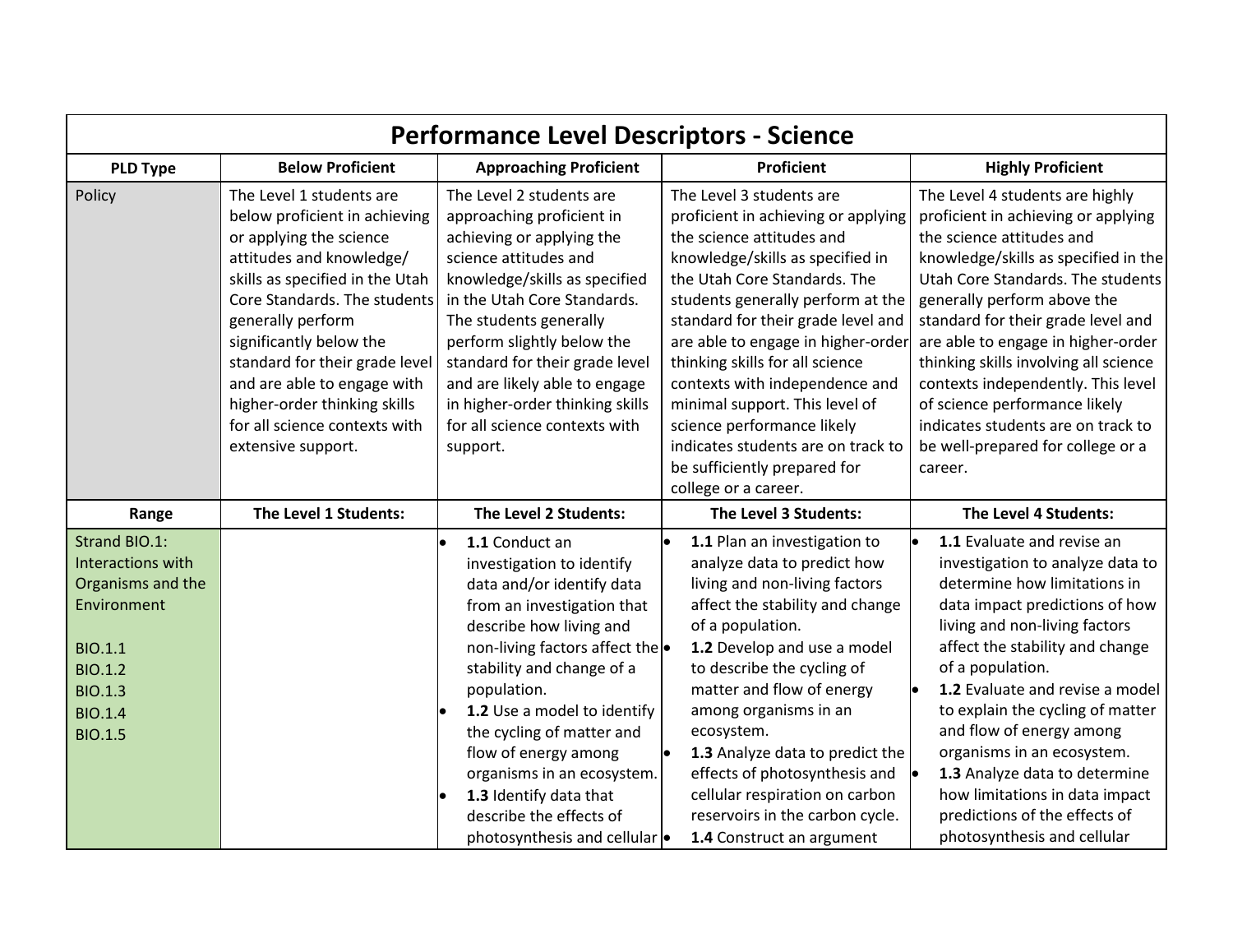# Performance Level Descriptors - Science

| PLD Type | Below Proficient | Approaching Proficient | Proficient | Highly Proficient |
|---|---|---|---|---|
| Policy | The Level 1 students are below proficient in achieving or applying the science attitudes and knowledge/ skills as specified in the Utah Core Standards. The students generally perform significantly below the standard for their grade level and are able to engage with higher-order thinking skills for all science contexts with extensive support. | The Level 2 students are approaching proficient in achieving or applying the science attitudes and knowledge/skills as specified in the Utah Core Standards. The students generally perform slightly below the standard for their grade level and are likely able to engage in higher-order thinking skills for all science contexts with support. | The Level 3 students are proficient in achieving or applying the science attitudes and knowledge/skills as specified in the Utah Core Standards. The students generally perform at the standard for their grade level and are able to engage in higher-order thinking skills for all science contexts with independence and minimal support. This level of science performance likely indicates students are on track to be sufficiently prepared for college or a career. | The Level 4 students are highly proficient in achieving or applying the science attitudes and knowledge/skills as specified in the Utah Core Standards. The students generally perform above the standard for their grade level and are able to engage in higher-order thinking skills involving all science contexts independently. This level of science performance likely indicates students are on track to be well-prepared for college or a career. |
| **Range** | **The Level 1 Students:** | **The Level 2 Students:** | **The Level 3 Students:** | **The Level 4 Students:** |
| Strand BIO.1: Interactions with Organisms and the Environment<br><br>BIO.1.1<br>BIO.1.2<br>BIO.1.3<br>BIO.1.4<br>BIO.1.5 | | • **1.1** Conduct an investigation to identify data and/or identify data from an investigation that describe how living and non-living factors affect the stability and change of a population.<br>• **1.2** Use a model to identify the cycling of matter and flow of energy among organisms in an ecosystem.<br>• **1.3** Identify data that describe the effects of photosynthesis and cellular | • **1.1** Plan an investigation to analyze data to predict how living and non-living factors affect the stability and change of a population.<br>• **1.2** Develop and use a model to describe the cycling of matter and flow of energy among organisms in an ecosystem.<br>• **1.3** Analyze data to predict the effects of photosynthesis and cellular respiration on carbon reservoirs in the carbon cycle.<br>• **1.4** Construct an argument | • **1.1** Evaluate and revise an investigation to analyze data to determine how limitations in data impact predictions of how living and non-living factors affect the stability and change of a population.<br>• **1.2** Evaluate and revise a model to explain the cycling of matter and flow of energy among organisms in an ecosystem.<br>• **1.3** Analyze data to determine how limitations in data impact predictions of the effects of photosynthesis and cellular |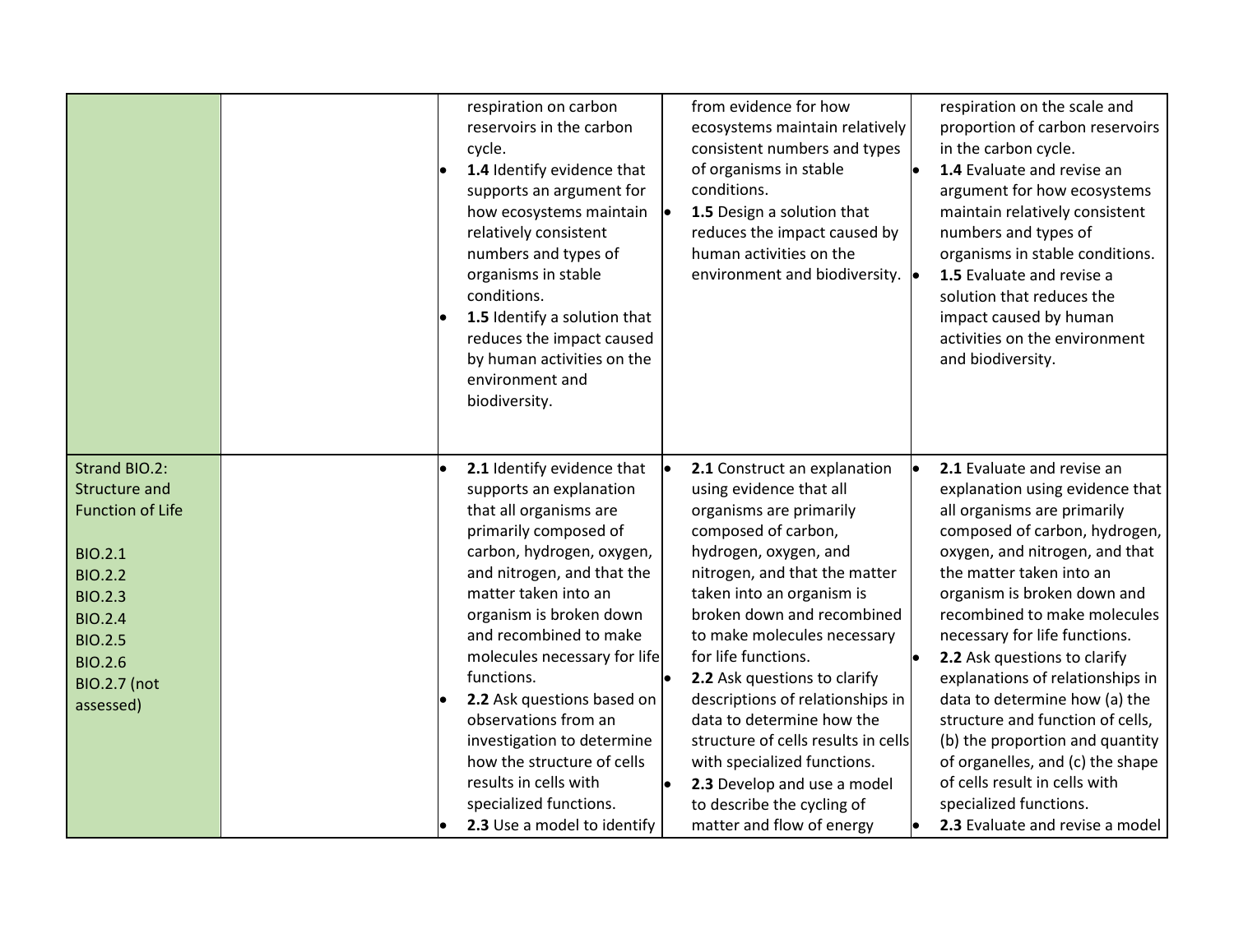| | | | | |
|---|---|---|---|---|
| | | respiration on carbon reservoirs in the carbon cycle.<br>• **1.4** Identify evidence that supports an argument for how ecosystems maintain relatively consistent numbers and types of organisms in stable conditions.<br>• **1.5** Identify a solution that reduces the impact caused by human activities on the environment and biodiversity. | from evidence for how ecosystems maintain relatively consistent numbers and types of organisms in stable conditions.<br>• **1.5** Design a solution that reduces the impact caused by human activities on the environment and biodiversity. | respiration on the scale and proportion of carbon reservoirs in the carbon cycle.<br>• **1.4** Evaluate and revise an argument for how ecosystems maintain relatively consistent numbers and types of organisms in stable conditions.<br>• **1.5** Evaluate and revise a solution that reduces the impact caused by human activities on the environment and biodiversity. |
| Strand BIO.2: Structure and Function of Life<br><br>BIO.2.1<br>BIO.2.2<br>BIO.2.3<br>BIO.2.4<br>BIO.2.5<br>BIO.2.6<br>BIO.2.7 (not assessed) | | • **2.1** Identify evidence that supports an explanation that all organisms are primarily composed of carbon, hydrogen, oxygen, and nitrogen, and that the matter taken into an organism is broken down and recombined to make molecules necessary for life functions.<br>• **2.2** Ask questions based on observations from an investigation to determine how the structure of cells results in cells with specialized functions.<br>• **2.3** Use a model to identify | • **2.1** Construct an explanation using evidence that all organisms are primarily composed of carbon, hydrogen, oxygen, and nitrogen, and that the matter taken into an organism is broken down and recombined to make molecules necessary for life functions.<br>• **2.2** Ask questions to clarify descriptions of relationships in data to determine how the structure of cells results in cells with specialized functions.<br>• **2.3** Develop and use a model to describe the cycling of matter and flow of energy | • **2.1** Evaluate and revise an explanation using evidence that all organisms are primarily composed of carbon, hydrogen, oxygen, and nitrogen, and that the matter taken into an organism is broken down and recombined to make molecules necessary for life functions.<br>• **2.2** Ask questions to clarify explanations of relationships in data to determine how (a) the structure and function of cells, (b) the proportion and quantity of organelles, and (c) the shape of cells result in cells with specialized functions.<br>• **2.3** Evaluate and revise a model |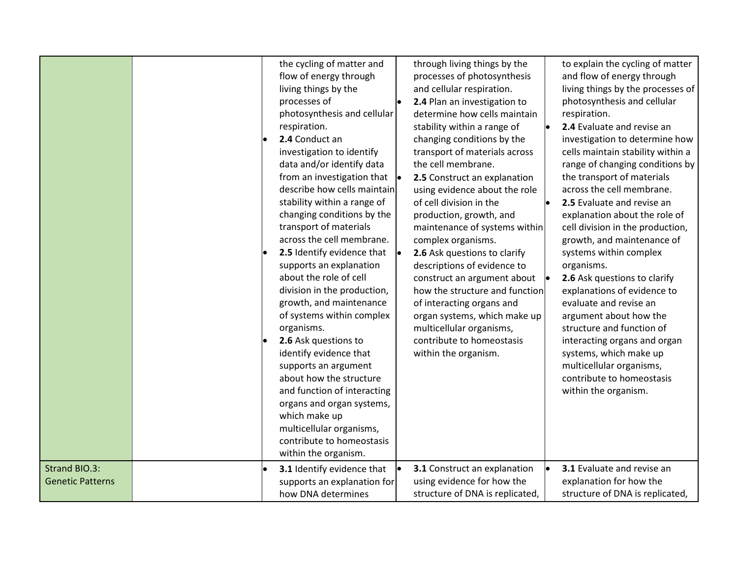| | | | | |
|---|---|---|---|---|
| | | the cycling of matter and flow of energy through living things by the processes of photosynthesis and cellular respiration.<br>• **2.4** Conduct an investigation to identify data and/or identify data from an investigation that describe how cells maintain stability within a range of changing conditions by the transport of materials across the cell membrane.<br>• **2.5** Identify evidence that supports an explanation about the role of cell division in the production, growth, and maintenance of systems within complex organisms.<br>• **2.6** Ask questions to identify evidence that supports an argument about how the structure and function of interacting organs and organ systems, which make up multicellular organisms, contribute to homeostasis within the organism. | through living things by the processes of photosynthesis and cellular respiration.<br>• **2.4** Plan an investigation to determine how cells maintain stability within a range of changing conditions by the transport of materials across the cell membrane.<br>• **2.5** Construct an explanation using evidence about the role of cell division in the production, growth, and maintenance of systems within complex organisms.<br>• **2.6** Ask questions to clarify descriptions of evidence to construct an argument about how the structure and function of interacting organs and organ systems, which make up multicellular organisms, contribute to homeostasis within the organism. | to explain the cycling of matter and flow of energy through living things by the processes of photosynthesis and cellular respiration.<br>• **2.4** Evaluate and revise an investigation to determine how cells maintain stability within a range of changing conditions by the transport of materials across the cell membrane.<br>• **2.5** Evaluate and revise an explanation about the role of cell division in the production, growth, and maintenance of systems within complex organisms.<br>• **2.6** Ask questions to clarify explanations of evidence to evaluate and revise an argument about how the structure and function of interacting organs and organ systems, which make up multicellular organisms, contribute to homeostasis within the organism. |
| Strand BIO.3: Genetic Patterns | | • **3.1** Identify evidence that supports an explanation for how DNA determines | • **3.1** Construct an explanation using evidence for how the structure of DNA is replicated, | • **3.1** Evaluate and revise an explanation for how the structure of DNA is replicated, |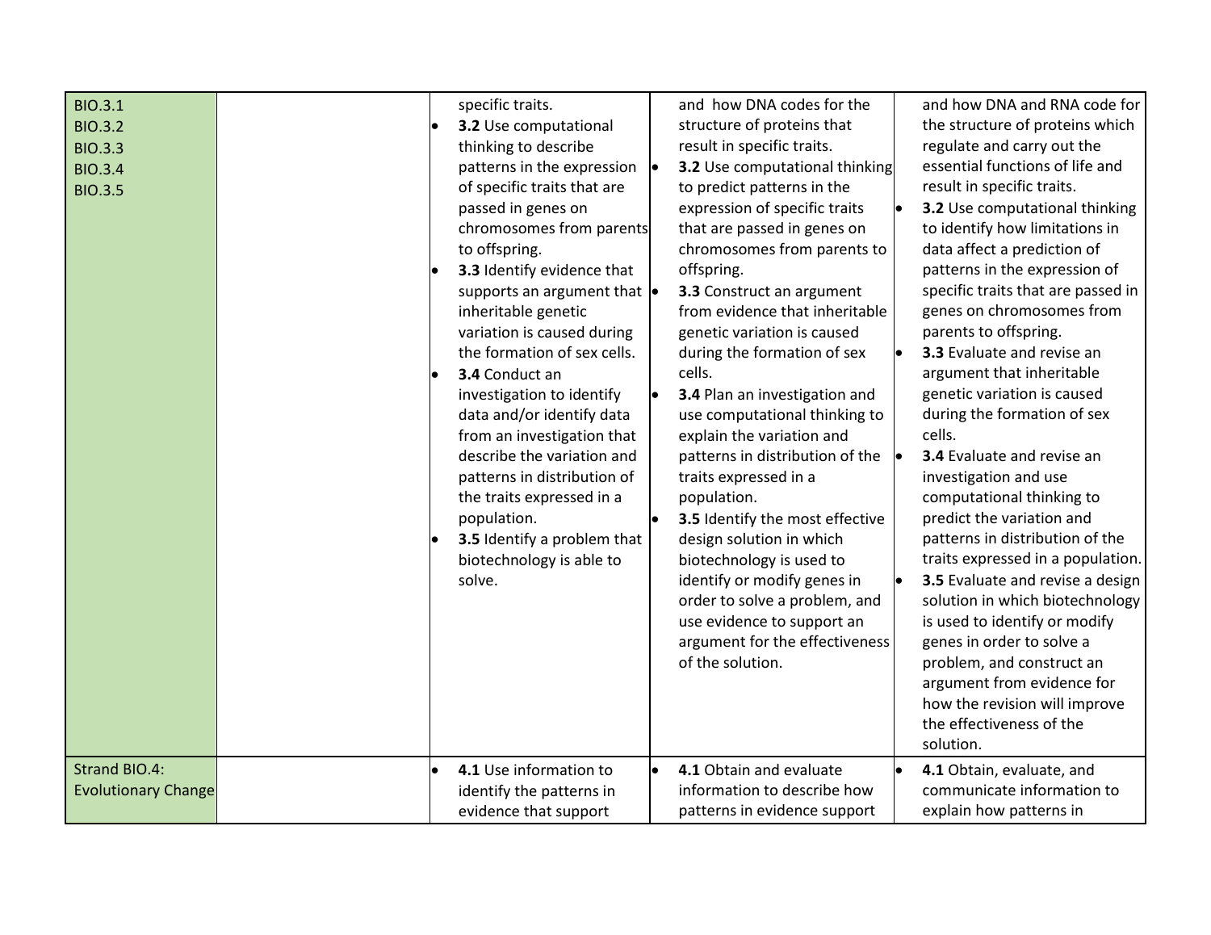| | | | | |
|---|---|---|---|---|
| BIO.3.1<br>BIO.3.2<br>BIO.3.3<br>BIO.3.4<br>BIO.3.5 | | specific traits.<br>• **3.2** Use computational thinking to describe patterns in the expression of specific traits that are passed in genes on chromosomes from parents to offspring.<br>• **3.3** Identify evidence that supports an argument that inheritable genetic variation is caused during the formation of sex cells.<br>• **3.4** Conduct an investigation to identify data and/or identify data from an investigation that describe the variation and patterns in distribution of the traits expressed in a population.<br>• **3.5** Identify a problem that biotechnology is able to solve. | and how DNA codes for the structure of proteins that result in specific traits.<br>• **3.2** Use computational thinking to predict patterns in the expression of specific traits that are passed in genes on chromosomes from parents to offspring.<br>• **3.3** Construct an argument from evidence that inheritable genetic variation is caused during the formation of sex cells.<br>• **3.4** Plan an investigation and use computational thinking to explain the variation and patterns in distribution of the traits expressed in a population.<br>• **3.5** Identify the most effective design solution in which biotechnology is used to identify or modify genes in order to solve a problem, and use evidence to support an argument for the effectiveness of the solution. | and how DNA and RNA code for the structure of proteins which regulate and carry out the essential functions of life and result in specific traits.<br>• **3.2** Use computational thinking to identify how limitations in data affect a prediction of patterns in the expression of specific traits that are passed in genes on chromosomes from parents to offspring.<br>• **3.3** Evaluate and revise an argument that inheritable genetic variation is caused during the formation of sex cells.<br>• **3.4** Evaluate and revise an investigation and use computational thinking to predict the variation and patterns in distribution of the traits expressed in a population.<br>• **3.5** Evaluate and revise a design solution in which biotechnology is used to identify or modify genes in order to solve a problem, and construct an argument from evidence for how the revision will improve the effectiveness of the solution. |
| Strand BIO.4: Evolutionary Change | | • **4.1** Use information to identify the patterns in evidence that support | • **4.1** Obtain and evaluate information to describe how patterns in evidence support | • **4.1** Obtain, evaluate, and communicate information to explain how patterns in |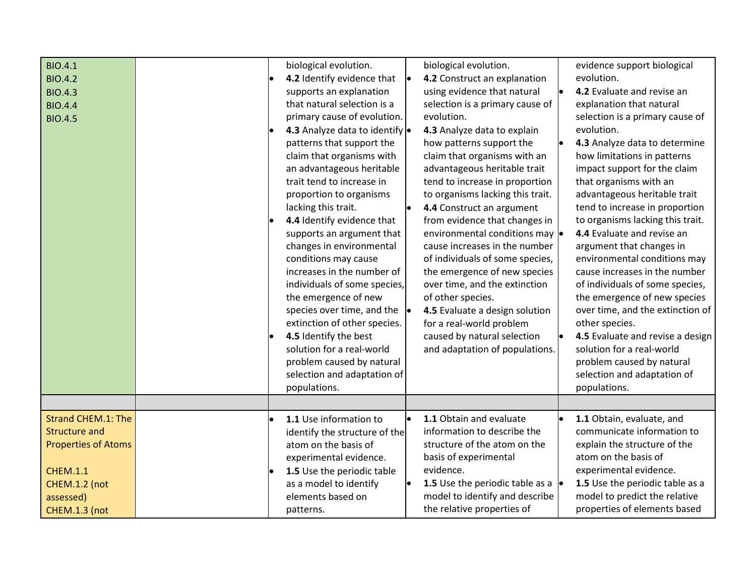| | | | | |
|---|---|---|---|---|
| BIO.4.1<br>BIO.4.2<br>BIO.4.3<br>BIO.4.4<br>BIO.4.5 | | biological evolution.<br>• **4.2** Identify evidence that supports an explanation that natural selection is a primary cause of evolution.<br>• **4.3** Analyze data to identify patterns that support the claim that organisms with an advantageous heritable trait tend to increase in proportion to organisms lacking this trait.<br>• **4.4** Identify evidence that supports an argument that changes in environmental conditions may cause increases in the number of individuals of some species, the emergence of new species over time, and the extinction of other species.<br>• **4.5** Identify the best solution for a real-world problem caused by natural selection and adaptation of populations. | biological evolution.<br>• **4.2** Construct an explanation using evidence that natural selection is a primary cause of evolution.<br>• **4.3** Analyze data to explain how patterns support the claim that organisms with an advantageous heritable trait tend to increase in proportion to organisms lacking this trait.<br>• **4.4** Construct an argument from evidence that changes in environmental conditions may cause increases in the number of individuals of some species, the emergence of new species over time, and the extinction of other species.<br>• **4.5** Evaluate a design solution for a real-world problem caused by natural selection and adaptation of populations. | evidence support biological evolution.<br>• **4.2** Evaluate and revise an explanation that natural selection is a primary cause of evolution.<br>• **4.3** Analyze data to determine how limitations in patterns impact support for the claim that organisms with an advantageous heritable trait tend to increase in proportion to organisms lacking this trait.<br>• **4.4** Evaluate and revise an argument that changes in environmental conditions may cause increases in the number of individuals of some species, the emergence of new species over time, and the extinction of other species.<br>• **4.5** Evaluate and revise a design solution for a real-world problem caused by natural selection and adaptation of populations. |
| | | | | |
| Strand CHEM.1: The Structure and Properties of Atoms<br><br>CHEM.1.1<br>CHEM.1.2 (not assessed)<br>CHEM.1.3 (not | | • **1.1** Use information to identify the structure of the atom on the basis of experimental evidence.<br>• **1.5** Use the periodic table as a model to identify elements based on patterns. | • **1.1** Obtain and evaluate information to describe the structure of the atom on the basis of experimental evidence.<br>• **1.5** Use the periodic table as a model to identify and describe the relative properties of | • **1.1** Obtain, evaluate, and communicate information to explain the structure of the atom on the basis of experimental evidence.<br>• **1.5** Use the periodic table as a model to predict the relative properties of elements based |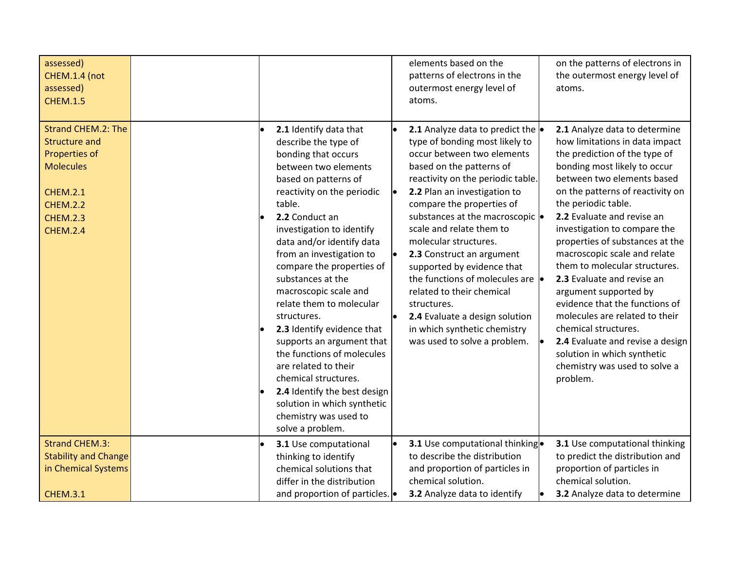| | | | | |
|---|---|---|---|---|
| assessed)<br>CHEM.1.4 (not assessed)<br>CHEM.1.5 | | | elements based on the patterns of electrons in the outermost energy level of atoms. | on the patterns of electrons in the outermost energy level of atoms. |
| Strand CHEM.2: The Structure and Properties of Molecules<br><br>CHEM.2.1<br>CHEM.2.2<br>CHEM.2.3<br>CHEM.2.4 | | • **2.1** Identify data that describe the type of bonding that occurs between two elements based on patterns of reactivity on the periodic table.<br>• **2.2** Conduct an investigation to identify data and/or identify data from an investigation to compare the properties of substances at the macroscopic scale and relate them to molecular structures.<br>• **2.3** Identify evidence that supports an argument that the functions of molecules are related to their chemical structures.<br>• **2.4** Identify the best design solution in which synthetic chemistry was used to solve a problem. | • **2.1** Analyze data to predict the type of bonding most likely to occur between two elements based on the patterns of reactivity on the periodic table.<br>• **2.2** Plan an investigation to compare the properties of substances at the macroscopic scale and relate them to molecular structures.<br>• **2.3** Construct an argument supported by evidence that the functions of molecules are related to their chemical structures.<br>• **2.4** Evaluate a design solution in which synthetic chemistry was used to solve a problem. | • **2.1** Analyze data to determine how limitations in data impact the prediction of the type of bonding most likely to occur between two elements based on the patterns of reactivity on the periodic table.<br>• **2.2** Evaluate and revise an investigation to compare the properties of substances at the macroscopic scale and relate them to molecular structures.<br>• **2.3** Evaluate and revise an argument supported by evidence that the functions of molecules are related to their chemical structures.<br>• **2.4** Evaluate and revise a design solution in which synthetic chemistry was used to solve a problem. |
| Strand CHEM.3: Stability and Change in Chemical Systems<br><br>CHEM.3.1 | | • **3.1** Use computational thinking to identify chemical solutions that differ in the distribution and proportion of particles. | • **3.1** Use computational thinking to describe the distribution and proportion of particles in chemical solution.<br>• **3.2** Analyze data to identify | • **3.1** Use computational thinking to predict the distribution and proportion of particles in chemical solution.<br>• **3.2** Analyze data to determine |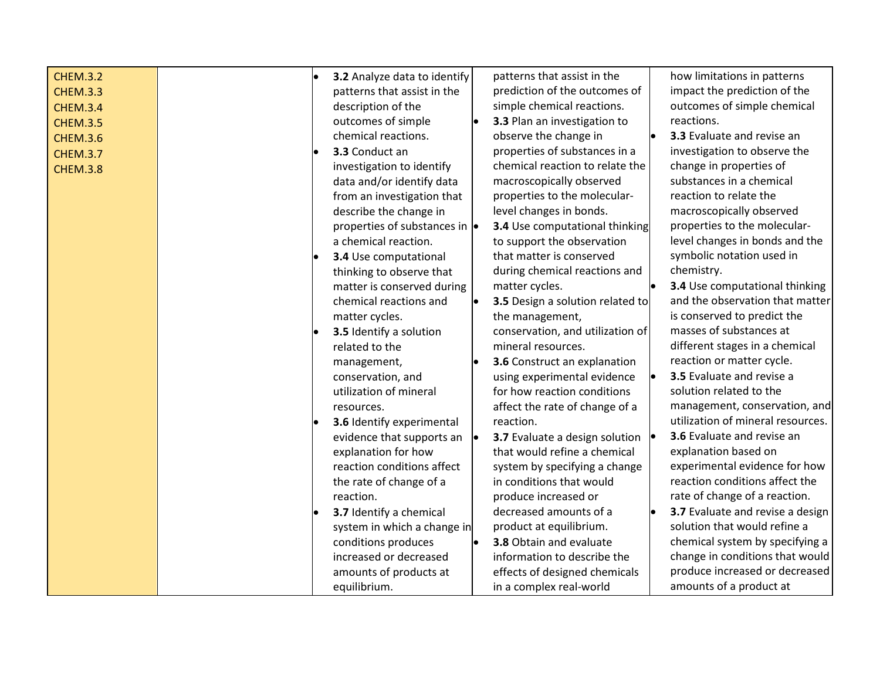| | | | | |
|---|---|---|---|---|
| CHEM.3.2<br>CHEM.3.3<br>CHEM.3.4<br>CHEM.3.5<br>CHEM.3.6<br>CHEM.3.7<br>CHEM.3.8 | | • **3.2** Analyze data to identify patterns that assist in the description of the outcomes of simple chemical reactions.<br>• **3.3** Conduct an investigation to identify data and/or identify data from an investigation that describe the change in properties of substances in a chemical reaction.<br>• **3.4** Use computational thinking to observe that matter is conserved during chemical reactions and matter cycles.<br>• **3.5** Identify a solution related to the management, conservation, and utilization of mineral resources.<br>• **3.6** Identify experimental evidence that supports an explanation for how reaction conditions affect the rate of change of a reaction.<br>• **3.7** Identify a chemical system in which a change in conditions produces increased or decreased amounts of products at equilibrium. | patterns that assist in the prediction of the outcomes of simple chemical reactions.<br>• **3.3** Plan an investigation to observe the change in properties of substances in a chemical reaction to relate the macroscopically observed properties to the molecular-level changes in bonds.<br>• **3.4** Use computational thinking to support the observation that matter is conserved during chemical reactions and matter cycles.<br>• **3.5** Design a solution related to the management, conservation, and utilization of mineral resources.<br>• **3.6** Construct an explanation using experimental evidence for how reaction conditions affect the rate of change of a reaction.<br>• **3.7** Evaluate a design solution that would refine a chemical system by specifying a change in conditions that would produce increased or decreased amounts of a product at equilibrium.<br>• **3.8** Obtain and evaluate information to describe the effects of designed chemicals in a complex real-world | how limitations in patterns impact the prediction of the outcomes of simple chemical reactions.<br>• **3.3** Evaluate and revise an investigation to observe the change in properties of substances in a chemical reaction to relate the macroscopically observed properties to the molecular-level changes in bonds and the symbolic notation used in chemistry.<br>• **3.4** Use computational thinking and the observation that matter is conserved to predict the masses of substances at different stages in a chemical reaction or matter cycle.<br>• **3.5** Evaluate and revise a solution related to the management, conservation, and utilization of mineral resources.<br>• **3.6** Evaluate and revise an explanation based on experimental evidence for how reaction conditions affect the rate of change of a reaction.<br>• **3.7** Evaluate and revise a design solution that would refine a chemical system by specifying a change in conditions that would produce increased or decreased amounts of a product at |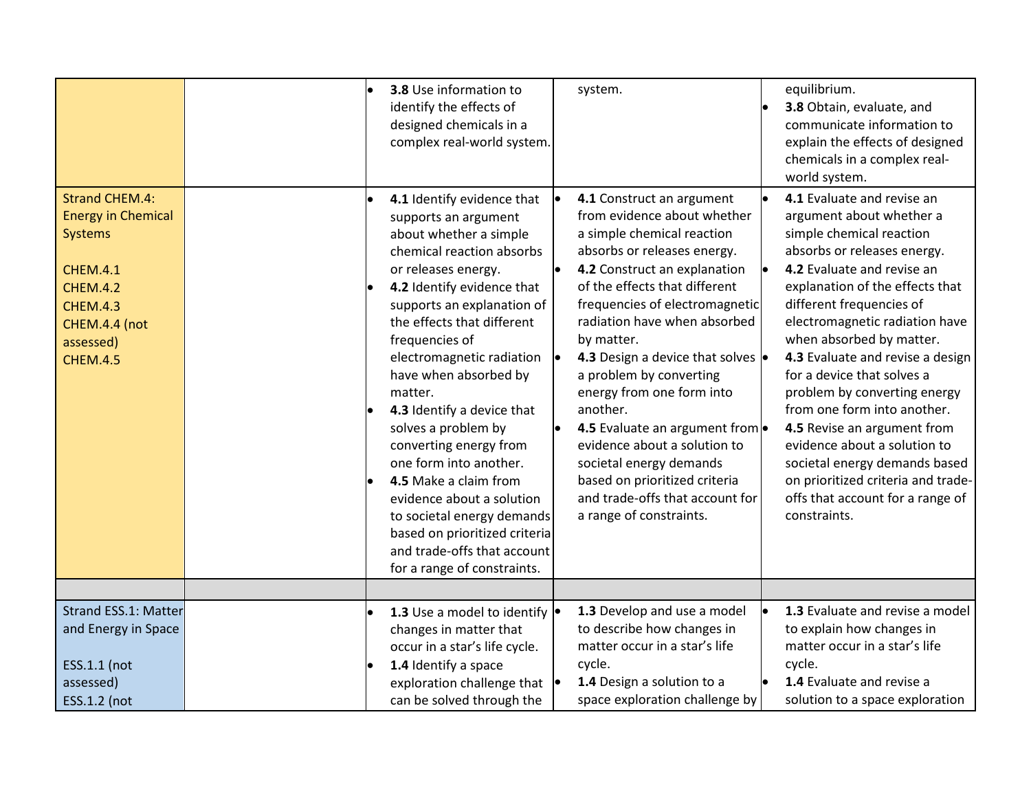| | | | | |
|---|---|---|---|---|
| | | • **3.8** Use information to identify the effects of designed chemicals in a complex real-world system. | system. | equilibrium.<br>• **3.8** Obtain, evaluate, and communicate information to explain the effects of designed chemicals in a complex real-world system. |
| Strand CHEM.4: Energy in Chemical Systems<br><br>CHEM.4.1<br>CHEM.4.2<br>CHEM.4.3<br>CHEM.4.4 (not assessed)<br>CHEM.4.5 | | • **4.1** Identify evidence that supports an argument about whether a simple chemical reaction absorbs or releases energy.<br>• **4.2** Identify evidence that supports an explanation of the effects that different frequencies of electromagnetic radiation have when absorbed by matter.<br>• **4.3** Identify a device that solves a problem by converting energy from one form into another.<br>• **4.5** Make a claim from evidence about a solution to societal energy demands based on prioritized criteria and trade-offs that account for a range of constraints. | • **4.1** Construct an argument from evidence about whether a simple chemical reaction absorbs or releases energy.<br>• **4.2** Construct an explanation of the effects that different frequencies of electromagnetic radiation have when absorbed by matter.<br>• **4.3** Design a device that solves a problem by converting energy from one form into another.<br>• **4.5** Evaluate an argument from evidence about a solution to societal energy demands based on prioritized criteria and trade-offs that account for a range of constraints. | • **4.1** Evaluate and revise an argument about whether a simple chemical reaction absorbs or releases energy.<br>• **4.2** Evaluate and revise an explanation of the effects that different frequencies of electromagnetic radiation have when absorbed by matter.<br>• **4.3** Evaluate and revise a design for a device that solves a problem by converting energy from one form into another.<br>• **4.5** Revise an argument from evidence about a solution to societal energy demands based on prioritized criteria and trade-offs that account for a range of constraints. |
| | | | | |
| Strand ESS.1: Matter and Energy in Space<br><br>ESS.1.1 (not assessed)<br>ESS.1.2 (not | | • **1.3** Use a model to identify changes in matter that occur in a star's life cycle.<br>• **1.4** Identify a space exploration challenge that can be solved through the | • **1.3** Develop and use a model to describe how changes in matter occur in a star's life cycle.<br>• **1.4** Design a solution to a space exploration challenge by | • **1.3** Evaluate and revise a model to explain how changes in matter occur in a star's life cycle.<br>• **1.4** Evaluate and revise a solution to a space exploration |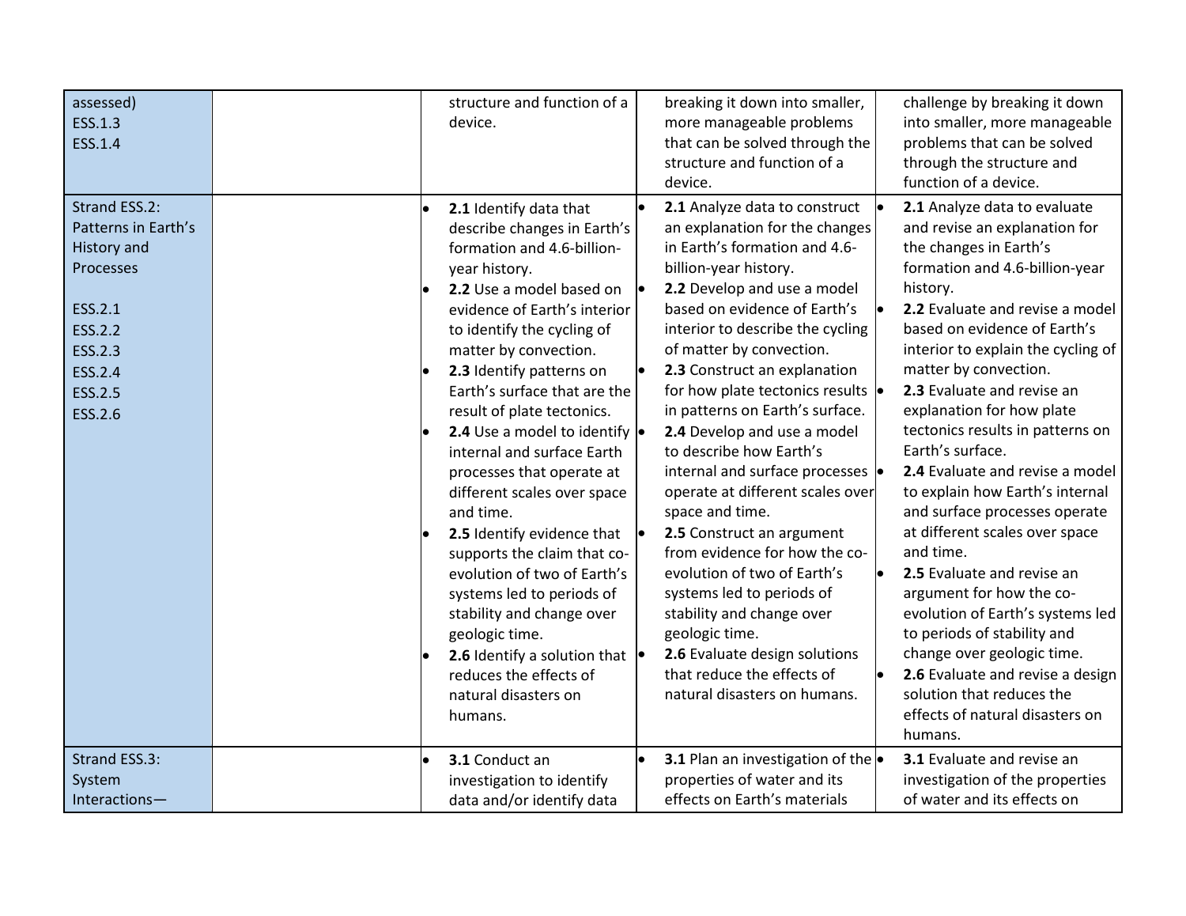| | | | | |
|---|---|---|---|---|
| assessed)<br>ESS.1.3<br>ESS.1.4 | | structure and function of a device. | breaking it down into smaller, more manageable problems that can be solved through the structure and function of a device. | challenge by breaking it down into smaller, more manageable problems that can be solved through the structure and function of a device. |
| Strand ESS.2: Patterns in Earth's History and Processes<br><br>ESS.2.1<br>ESS.2.2<br>ESS.2.3<br>ESS.2.4<br>ESS.2.5<br>ESS.2.6 | | • **2.1** Identify data that describe changes in Earth's formation and 4.6-billion-year history.<br>• **2.2** Use a model based on evidence of Earth's interior to identify the cycling of matter by convection.<br>• **2.3** Identify patterns on Earth's surface that are the result of plate tectonics.<br>• **2.4** Use a model to identify internal and surface Earth processes that operate at different scales over space and time.<br>• **2.5** Identify evidence that supports the claim that co-evolution of two of Earth's systems led to periods of stability and change over geologic time.<br>• **2.6** Identify a solution that reduces the effects of natural disasters on humans. | • **2.1** Analyze data to construct an explanation for the changes in Earth's formation and 4.6-billion-year history.<br>• **2.2** Develop and use a model based on evidence of Earth's interior to describe the cycling of matter by convection.<br>• **2.3** Construct an explanation for how plate tectonics results in patterns on Earth's surface.<br>• **2.4** Develop and use a model to describe how Earth's internal and surface processes operate at different scales over space and time.<br>• **2.5** Construct an argument from evidence for how the co-evolution of two of Earth's systems led to periods of stability and change over geologic time.<br>• **2.6** Evaluate design solutions that reduce the effects of natural disasters on humans. | • **2.1** Analyze data to evaluate and revise an explanation for the changes in Earth's formation and 4.6-billion-year history.<br>• **2.2** Evaluate and revise a model based on evidence of Earth's interior to explain the cycling of matter by convection.<br>• **2.3** Evaluate and revise an explanation for how plate tectonics results in patterns on Earth's surface.<br>• **2.4** Evaluate and revise a model to explain how Earth's internal and surface processes operate at different scales over space and time.<br>• **2.5** Evaluate and revise an argument for how the co-evolution of Earth's systems led to periods of stability and change over geologic time.<br>• **2.6** Evaluate and revise a design solution that reduces the effects of natural disasters on humans. |
| Strand ESS.3: System Interactions— | | • **3.1** Conduct an investigation to identify data and/or identify data | • **3.1** Plan an investigation of the properties of water and its effects on Earth's materials | • **3.1** Evaluate and revise an investigation of the properties of water and its effects on |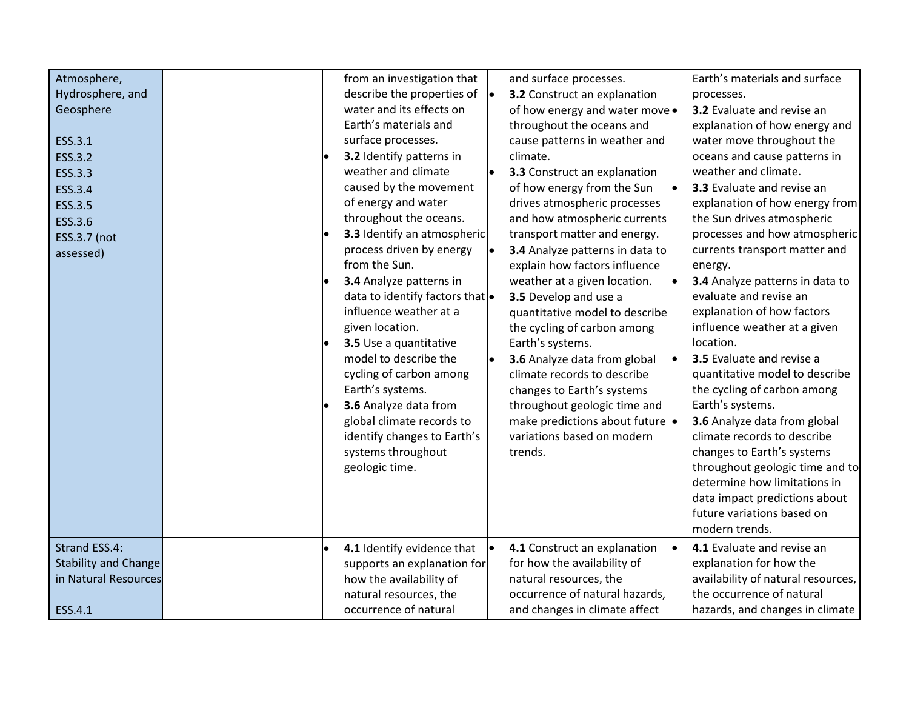| | | | | |
|---|---|---|---|---|
| Atmosphere, Hydrosphere, and Geosphere<br><br>ESS.3.1<br>ESS.3.2<br>ESS.3.3<br>ESS.3.4<br>ESS.3.5<br>ESS.3.6<br>ESS.3.7 (not assessed) | | from an investigation that describe the properties of water and its effects on Earth's materials and surface processes.<br>• **3.2** Identify patterns in weather and climate caused by the movement of energy and water throughout the oceans.<br>• **3.3** Identify an atmospheric process driven by energy from the Sun.<br>• **3.4** Analyze patterns in data to identify factors that influence weather at a given location.<br>• **3.5** Use a quantitative model to describe the cycling of carbon among Earth's systems.<br>• **3.6** Analyze data from global climate records to identify changes to Earth's systems throughout geologic time. | and surface processes.<br>• **3.2** Construct an explanation of how energy and water move throughout the oceans and cause patterns in weather and climate.<br>• **3.3** Construct an explanation of how energy from the Sun drives atmospheric processes and how atmospheric currents transport matter and energy.<br>• **3.4** Analyze patterns in data to explain how factors influence weather at a given location.<br>• **3.5** Develop and use a quantitative model to describe the cycling of carbon among Earth's systems.<br>• **3.6** Analyze data from global climate records to describe changes to Earth's systems throughout geologic time and make predictions about future variations based on modern trends. | Earth's materials and surface processes.<br>• **3.2** Evaluate and revise an explanation of how energy and water move throughout the oceans and cause patterns in weather and climate.<br>• **3.3** Evaluate and revise an explanation of how energy from the Sun drives atmospheric processes and how atmospheric currents transport matter and energy.<br>• **3.4** Analyze patterns in data to evaluate and revise an explanation of how factors influence weather at a given location.<br>• **3.5** Evaluate and revise a quantitative model to describe the cycling of carbon among Earth's systems.<br>• **3.6** Analyze data from global climate records to describe changes to Earth's systems throughout geologic time and to determine how limitations in data impact predictions about future variations based on modern trends. |
| Strand ESS.4: Stability and Change in Natural Resources<br><br>ESS.4.1 | | • **4.1** Identify evidence that supports an explanation for how the availability of natural resources, the occurrence of natural | • **4.1** Construct an explanation for how the availability of natural resources, the occurrence of natural hazards, and changes in climate affect | • **4.1** Evaluate and revise an explanation for how the availability of natural resources, the occurrence of natural hazards, and changes in climate |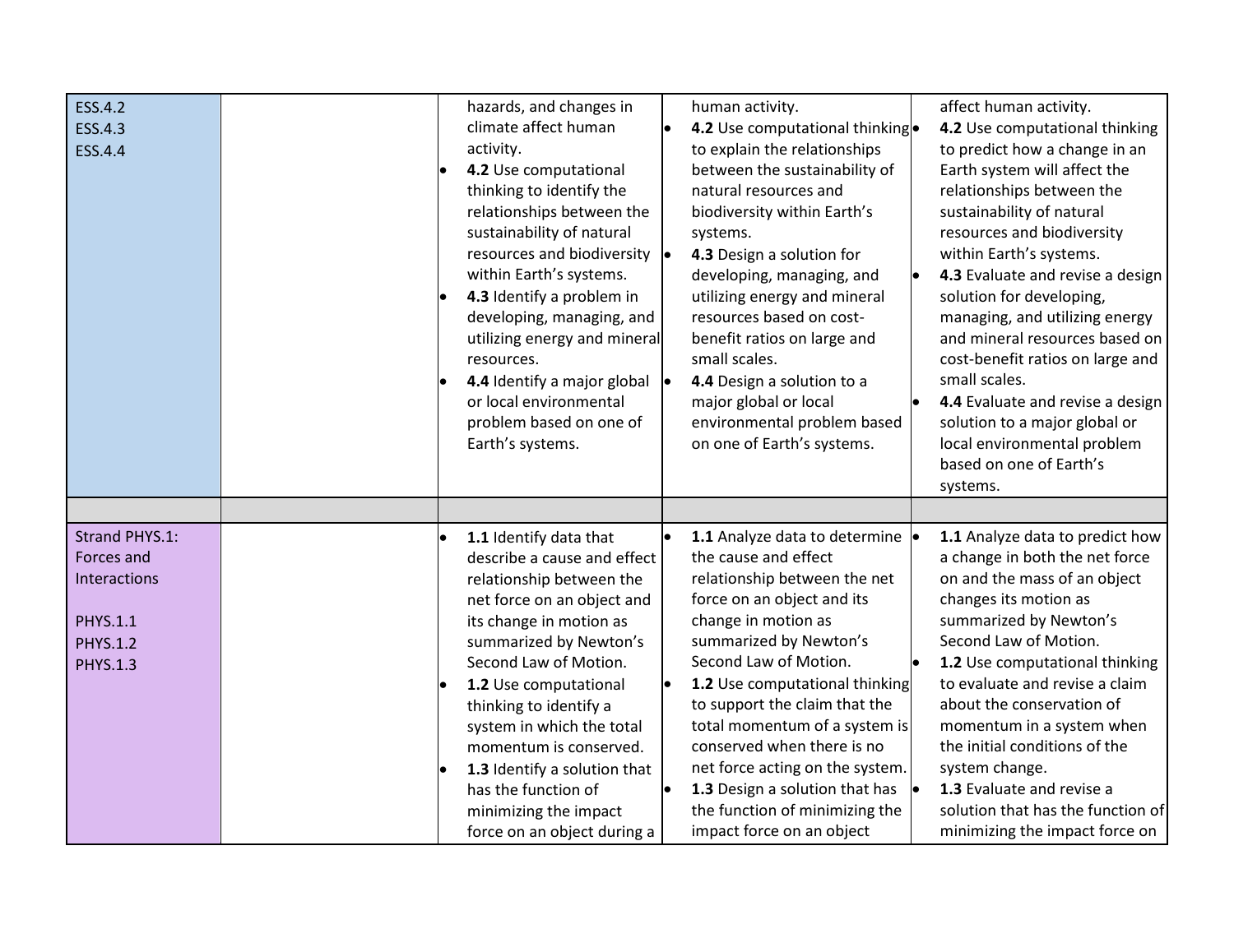| | | | | |
|---|---|---|---|---|
| ESS.4.2<br>ESS.4.3<br>ESS.4.4 | | hazards, and changes in climate affect human activity.<br>• **4.2** Use computational thinking to identify the relationships between the sustainability of natural resources and biodiversity within Earth's systems.<br>• **4.3** Identify a problem in developing, managing, and utilizing energy and mineral resources.<br>• **4.4** Identify a major global or local environmental problem based on one of Earth's systems. | human activity.<br>• **4.2** Use computational thinking to explain the relationships between the sustainability of natural resources and biodiversity within Earth's systems.<br>• **4.3** Design a solution for developing, managing, and utilizing energy and mineral resources based on cost-benefit ratios on large and small scales.<br>• **4.4** Design a solution to a major global or local environmental problem based on one of Earth's systems. | affect human activity.<br>• **4.2** Use computational thinking to predict how a change in an Earth system will affect the relationships between the sustainability of natural resources and biodiversity within Earth's systems.<br>• **4.3** Evaluate and revise a design solution for developing, managing, and utilizing energy and mineral resources based on cost-benefit ratios on large and small scales.<br>• **4.4** Evaluate and revise a design solution to a major global or local environmental problem based on one of Earth's systems. |
| | | | | |
| Strand PHYS.1: Forces and Interactions<br><br>PHYS.1.1<br>PHYS.1.2<br>PHYS.1.3 | | • **1.1** Identify data that describe a cause and effect relationship between the net force on an object and its change in motion as summarized by Newton's Second Law of Motion.<br>• **1.2** Use computational thinking to identify a system in which the total momentum is conserved.<br>• **1.3** Identify a solution that has the function of minimizing the impact force on an object during a | • **1.1** Analyze data to determine the cause and effect relationship between the net force on an object and its change in motion as summarized by Newton's Second Law of Motion.<br>• **1.2** Use computational thinking to support the claim that the total momentum of a system is conserved when there is no net force acting on the system.<br>• **1.3** Design a solution that has the function of minimizing the impact force on an object | • **1.1** Analyze data to predict how a change in both the net force on and the mass of an object changes its motion as summarized by Newton's Second Law of Motion.<br>• **1.2** Use computational thinking to evaluate and revise a claim about the conservation of momentum in a system when the initial conditions of the system change.<br>• **1.3** Evaluate and revise a solution that has the function of minimizing the impact force on |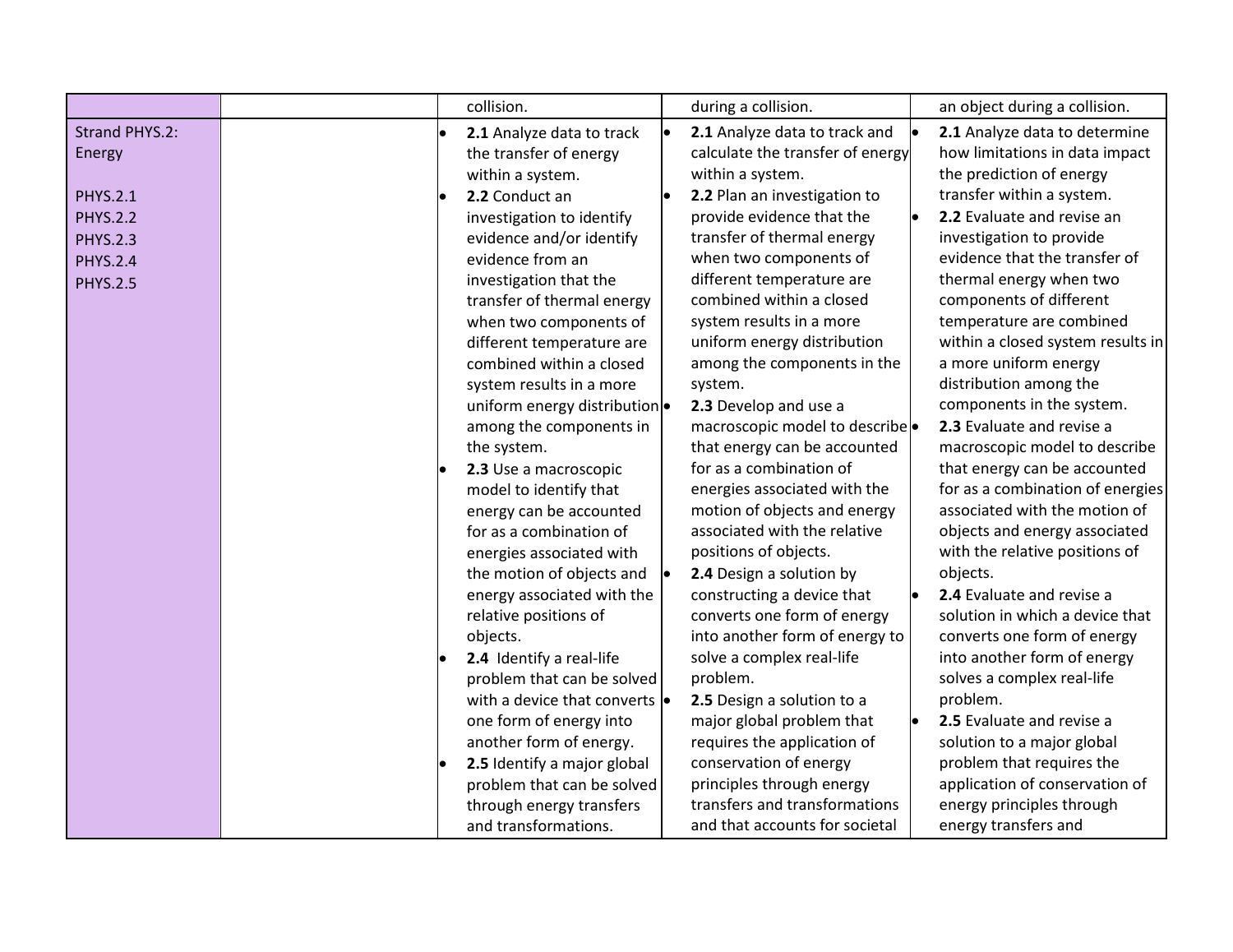| | | | | |
|---|---|---|---|---|
| | | collision. | during a collision. | an object during a collision. |
| Strand PHYS.2: Energy<br><br>PHYS.2.1<br>PHYS.2.2<br>PHYS.2.3<br>PHYS.2.4<br>PHYS.2.5 | | • **2.1** Analyze data to track the transfer of energy within a system.<br>• **2.2** Conduct an investigation to identify evidence and/or identify evidence from an investigation that the transfer of thermal energy when two components of different temperature are combined within a closed system results in a more uniform energy distribution among the components in the system.<br>• **2.3** Use a macroscopic model to identify that energy can be accounted for as a combination of energies associated with the motion of objects and energy associated with the relative positions of objects.<br>• **2.4** Identify a real-life problem that can be solved with a device that converts one form of energy into another form of energy.<br>• **2.5** Identify a major global problem that can be solved through energy transfers and transformations. | • **2.1** Analyze data to track and calculate the transfer of energy within a system.<br>• **2.2** Plan an investigation to provide evidence that the transfer of thermal energy when two components of different temperature are combined within a closed system results in a more uniform energy distribution among the components in the system.<br>• **2.3** Develop and use a macroscopic model to describe that energy can be accounted for as a combination of energies associated with the motion of objects and energy associated with the relative positions of objects.<br>• **2.4** Design a solution by constructing a device that converts one form of energy into another form of energy to solve a complex real-life problem.<br>• **2.5** Design a solution to a major global problem that requires the application of conservation of energy principles through energy transfers and transformations and that accounts for societal | • **2.1** Analyze data to determine how limitations in data impact the prediction of energy transfer within a system.<br>• **2.2** Evaluate and revise an investigation to provide evidence that the transfer of thermal energy when two components of different temperature are combined within a closed system results in a more uniform energy distribution among the components in the system.<br>• **2.3** Evaluate and revise a macroscopic model to describe that energy can be accounted for as a combination of energies associated with the motion of objects and energy associated with the relative positions of objects.<br>• **2.4** Evaluate and revise a solution in which a device that converts one form of energy into another form of energy solves a complex real-life problem.<br>• **2.5** Evaluate and revise a solution to a major global problem that requires the application of conservation of energy principles through energy transfers and |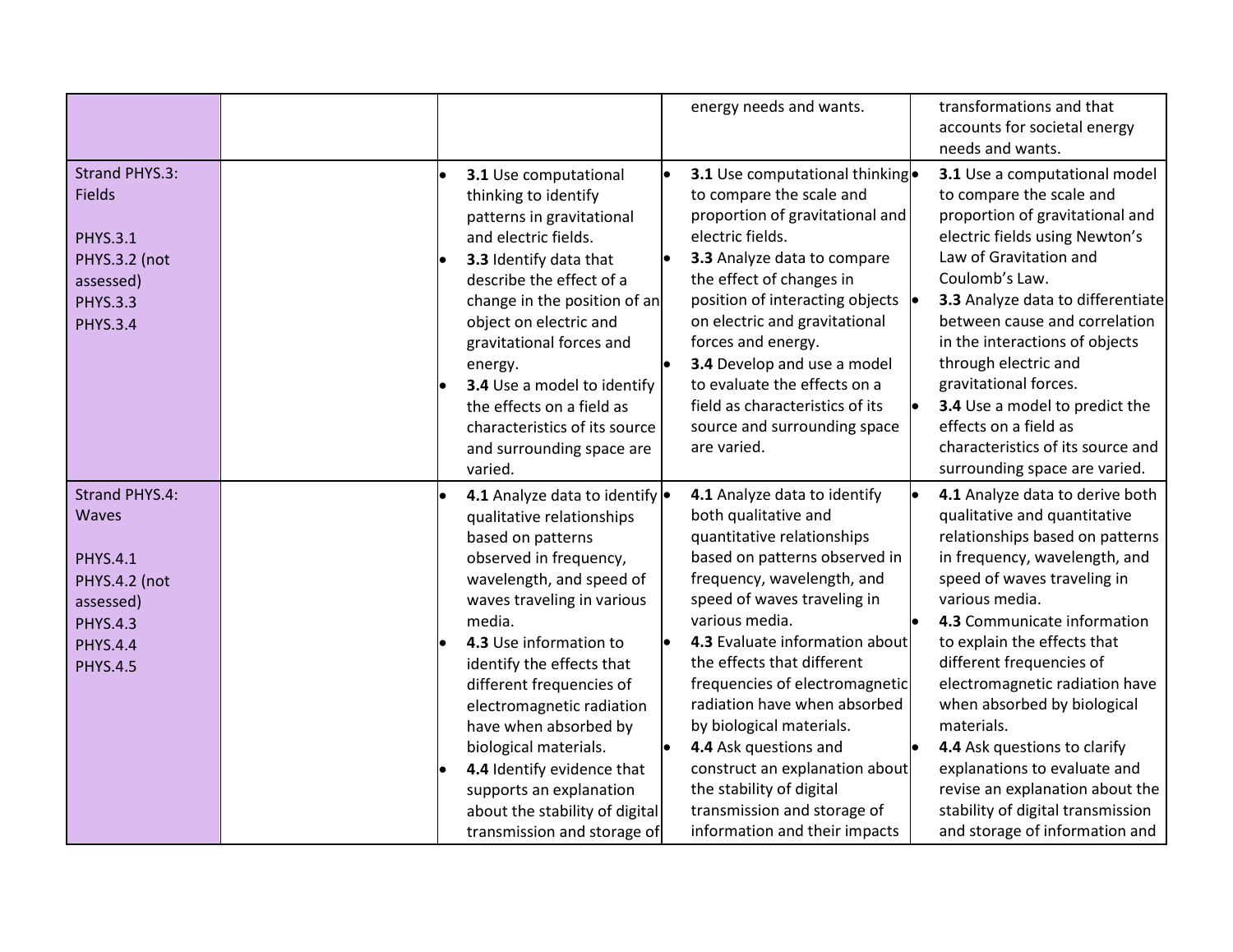| | | | | |
|---|---|---|---|---|
| | | | energy needs and wants. | transformations and that accounts for societal energy needs and wants. |
| Strand PHYS.3: Fields<br><br>PHYS.3.1<br>PHYS.3.2 (not assessed)<br>PHYS.3.3<br>PHYS.3.4 | | • **3.1** Use computational thinking to identify patterns in gravitational and electric fields.<br>• **3.3** Identify data that describe the effect of a change in the position of an object on electric and gravitational forces and energy.<br>• **3.4** Use a model to identify the effects on a field as characteristics of its source and surrounding space are varied. | • **3.1** Use computational thinking to compare the scale and proportion of gravitational and electric fields.<br>• **3.3** Analyze data to compare the effect of changes in position of interacting objects on electric and gravitational forces and energy.<br>• **3.4** Develop and use a model to evaluate the effects on a field as characteristics of its source and surrounding space are varied. | • **3.1** Use a computational model to compare the scale and proportion of gravitational and electric fields using Newton's Law of Gravitation and Coulomb's Law.<br>• **3.3** Analyze data to differentiate between cause and correlation in the interactions of objects through electric and gravitational forces.<br>• **3.4** Use a model to predict the effects on a field as characteristics of its source and surrounding space are varied. |
| Strand PHYS.4: Waves<br><br>PHYS.4.1<br>PHYS.4.2 (not assessed)<br>PHYS.4.3<br>PHYS.4.4<br>PHYS.4.5 | | • **4.1** Analyze data to identify qualitative relationships based on patterns observed in frequency, wavelength, and speed of waves traveling in various media.<br>• **4.3** Use information to identify the effects that different frequencies of electromagnetic radiation have when absorbed by biological materials.<br>• **4.4** Identify evidence that supports an explanation about the stability of digital transmission and storage of | • **4.1** Analyze data to identify both qualitative and quantitative relationships based on patterns observed in frequency, wavelength, and speed of waves traveling in various media.<br>• **4.3** Evaluate information about the effects that different frequencies of electromagnetic radiation have when absorbed by biological materials.<br>• **4.4** Ask questions and construct an explanation about the stability of digital transmission and storage of information and their impacts | • **4.1** Analyze data to derive both qualitative and quantitative relationships based on patterns in frequency, wavelength, and speed of waves traveling in various media.<br>• **4.3** Communicate information to explain the effects that different frequencies of electromagnetic radiation have when absorbed by biological materials.<br>• **4.4** Ask questions to clarify explanations to evaluate and revise an explanation about the stability of digital transmission and storage of information and |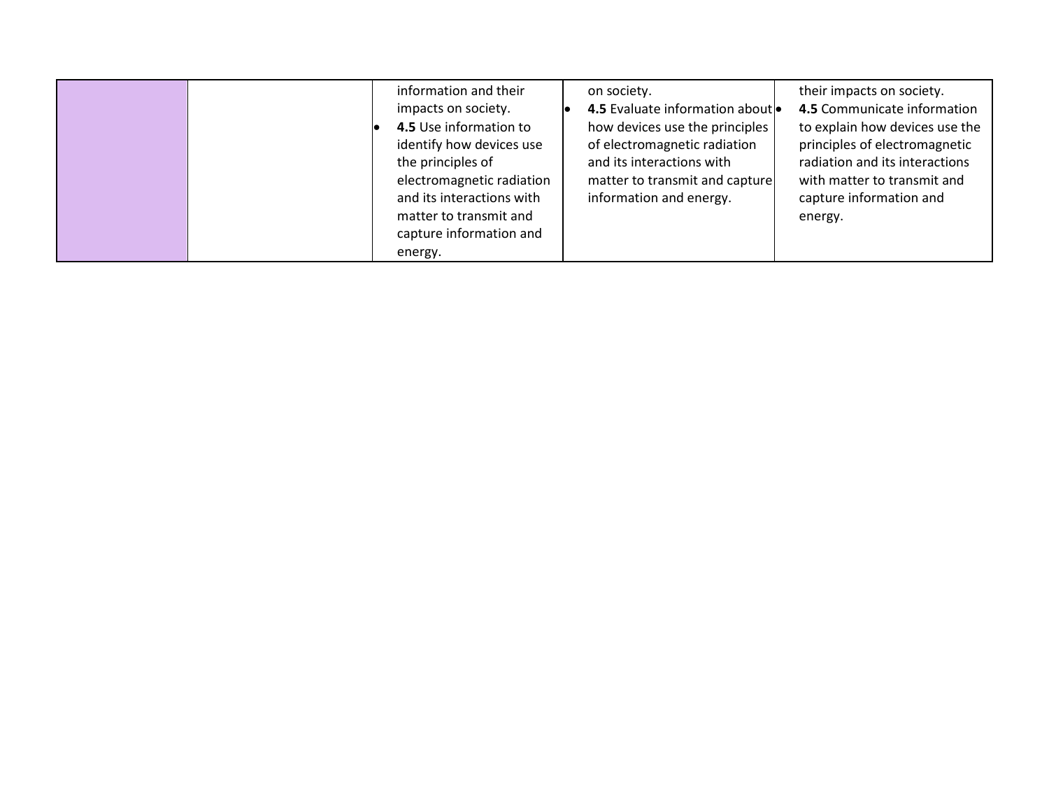| | | | | |
|---|---|---|---|---|
| | | information and their impacts on society.<br>• **4.5** Use information to identify how devices use the principles of electromagnetic radiation and its interactions with matter to transmit and capture information and energy. | on society.<br>• **4.5** Evaluate information about how devices use the principles of electromagnetic radiation and its interactions with matter to transmit and capture information and energy. | their impacts on society.<br>• **4.5** Communicate information to explain how devices use the principles of electromagnetic radiation and its interactions with matter to transmit and capture information and energy. |